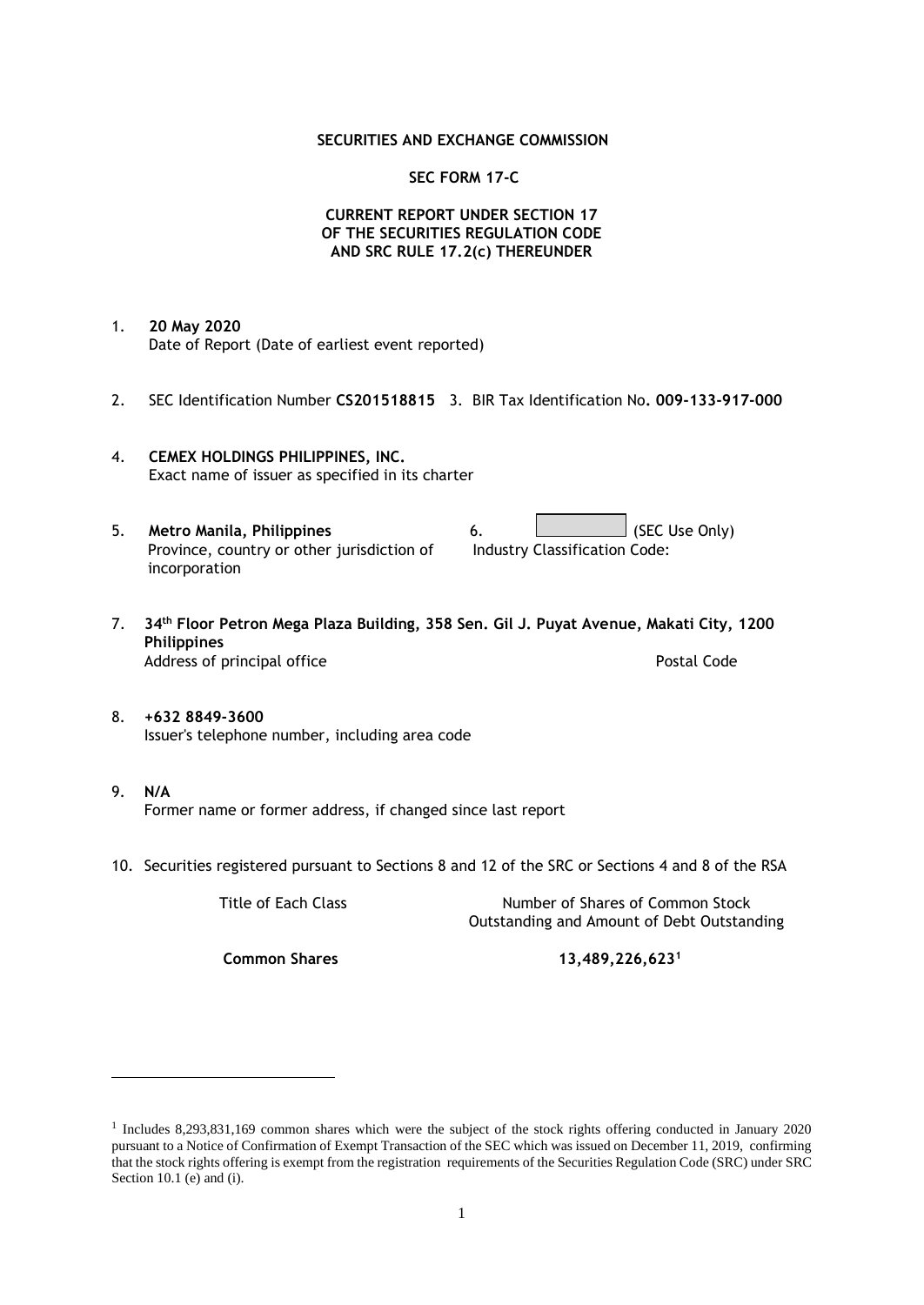**SECURITIES AND EXCHANGE COMMISSION**

**SEC FORM 17-C**

**CURRENT REPORT UNDER SECTION 17**
**OF THE SECURITIES REGULATION CODE**
**AND SRC RULE 17.2(c) THEREUNDER**

1. **20 May 2020**
   Date of Report (Date of earliest event reported)

2. SEC Identification Number **CS201518815** 3. BIR Tax Identification No**. 009-133-917-000**

4. **CEMEX HOLDINGS PHILIPPINES, INC.**
   Exact name of issuer as specified in its charter

5. **Metro Manila, Philippines**
   Province, country or other jurisdiction of incorporation

6. (SEC Use Only)
   Industry Classification Code:

7. **34th Floor Petron Mega Plaza Building, 358 Sen. Gil J. Puyat Avenue, Makati City, 1200 Philippines**
   Address of principal office Postal Code

8. **+632 8849-3600**
   Issuer's telephone number, including area code

9. **N/A**
   Former name or former address, if changed since last report

10. Securities registered pursuant to Sections 8 and 12 of the SRC or Sections 4 and 8 of the RSA

| Title of Each Class | Number of Shares of Common Stock Outstanding and Amount of Debt Outstanding |
|---|---|
| **Common Shares** | **13,489,226,623**[1] |

[1] Includes 8,293,831,169 common shares which were the subject of the stock rights offering conducted in January 2020 pursuant to a Notice of Confirmation of Exempt Transaction of the SEC which was issued on December 11, 2019, confirming that the stock rights offering is exempt from the registration requirements of the Securities Regulation Code (SRC) under SRC Section 10.1 (e) and (i).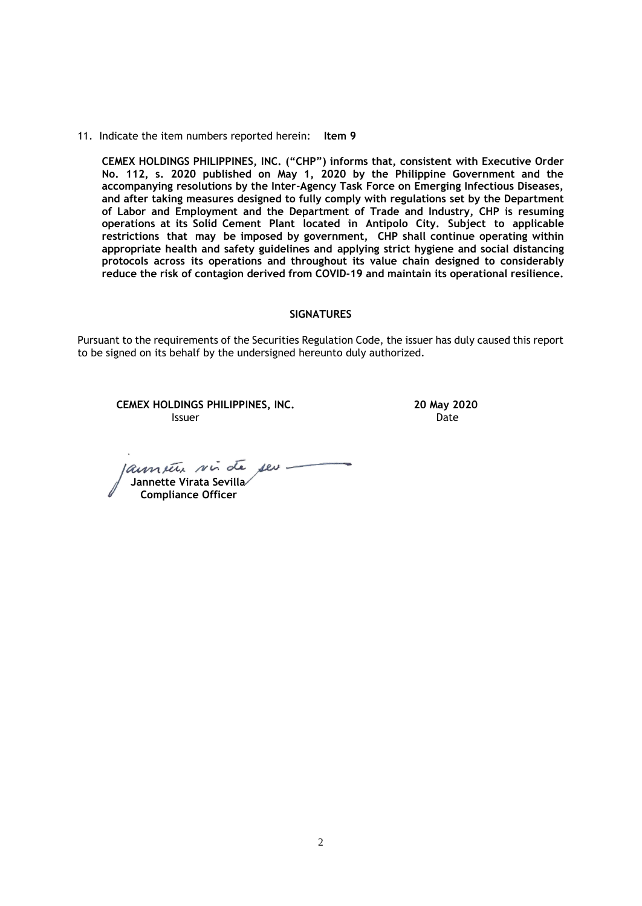11. Indicate the item numbers reported herein: **Item 9**

**CEMEX HOLDINGS PHILIPPINES, INC. ("CHP") informs that, consistent with Executive Order No. 112, s. 2020 published on May 1, 2020 by the Philippine Government and the accompanying resolutions by the Inter-Agency Task Force on Emerging Infectious Diseases, and after taking measures designed to fully comply with regulations set by the Department of Labor and Employment and the Department of Trade and Industry, CHP is resuming operations at its Solid Cement Plant located in Antipolo City. Subject to applicable restrictions that may be imposed by government, CHP shall continue operating within appropriate health and safety guidelines and applying strict hygiene and social distancing protocols across its operations and throughout its value chain designed to considerably reduce the risk of contagion derived from COVID-19 and maintain its operational resilience.**

**SIGNATURES**

Pursuant to the requirements of the Securities Regulation Code, the issuer has duly caused this report to be signed on its behalf by the undersigned hereunto duly authorized.

**CEMEX HOLDINGS PHILIPPINES, INC.**
Issuer

**20 May 2020**
Date

**Jannette Virata Sevilla**
**Compliance Officer**